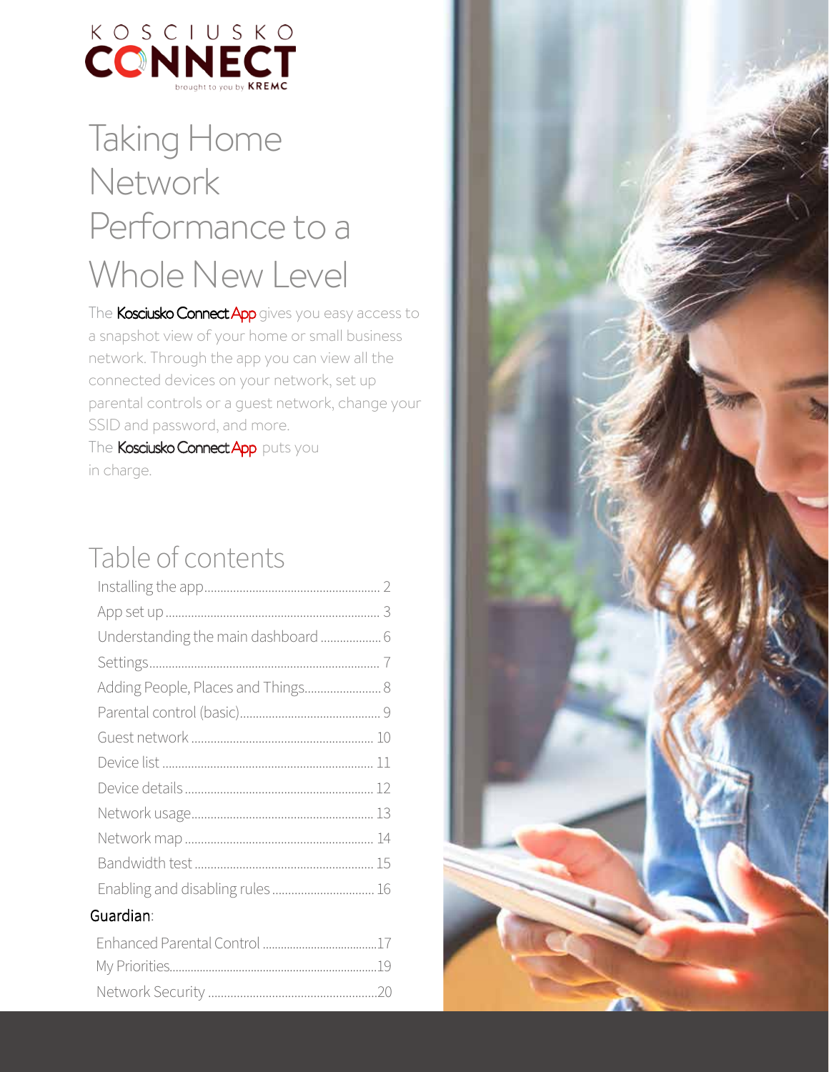KOSCIUSKO CONNECT

brought to you by KREMC

# Taking Home Network Performance to a Whole New Level

The Kosciusko Connect App gives you easy access to a snapshot view of your home or small business network. Through the app you can view all the connected devices on your network, set up parental controls or a guest network, change your SSID and password, and more.

The Kosciusko Connect App puts you in charge.

## Table of contents

| | |
|---|---|
| Installing the app | 2 |
| App set up | 3 |
| Understanding the main dashboard | 6 |
| Settings | 7 |
| Adding People, Places and Things | 8 |
| Parental control (basic) | 9 |
| Guest network | 10 |
| Device list | 11 |
| Device details | 12 |
| Network usage | 13 |
| Network map | 14 |
| Bandwidth test | 15 |
| Enabling and disabling rules | 16 |

Guardian:

| | |
|---|---|
| Enhanced Parental Control | 17 |
| My Priorities | 19 |
| Network Security | 20 |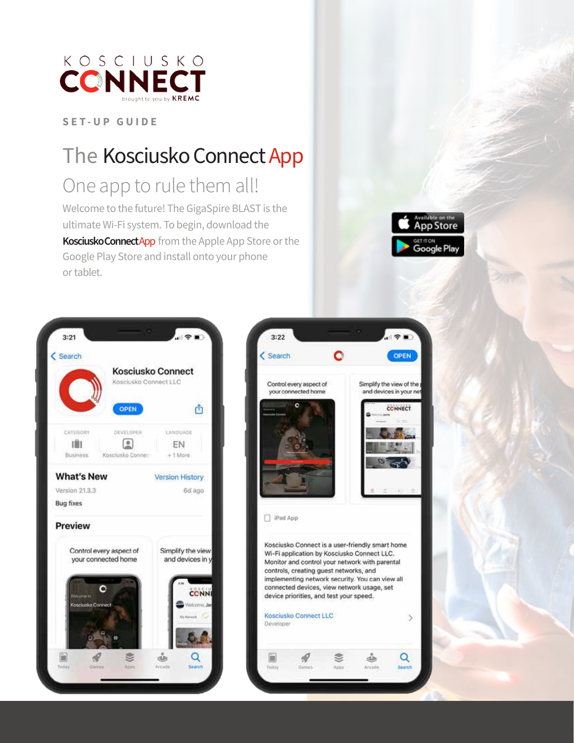KOSCIUSKO CONNECT

brought to you by KREMC

SET-UP GUIDE

# The Kosciusko Connect App

## One app to rule them all!

Welcome to the future! The GigaSpire BLAST is the ultimate Wi-Fi system. To begin, download the **KosciuskoConnectApp** from the Apple App Store or the Google Play Store and install onto your phone or tablet.

Available on the App Store

GET IT ON Google Play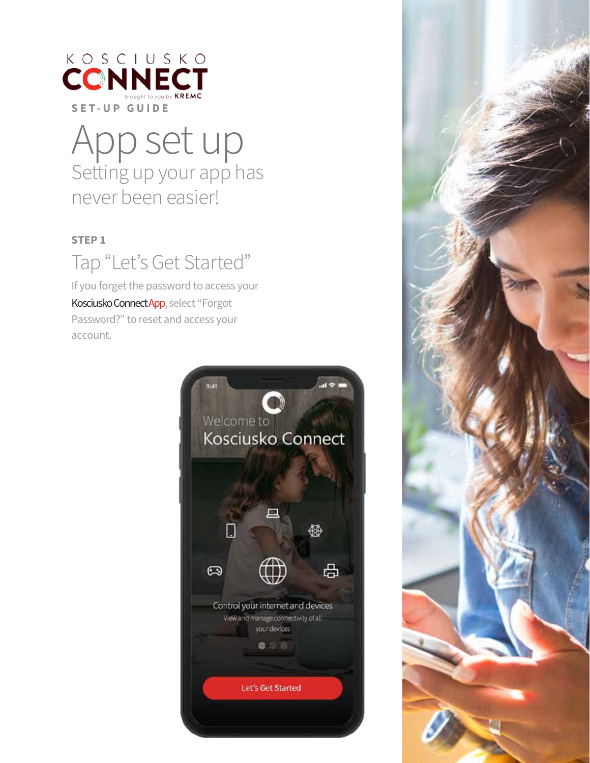KOSCIUSKO CONNECT

brought to you by KREMC

SET-UP GUIDE

# App set up

Setting up your app has never been easier!

**STEP 1**

## Tap "Let's Get Started"

If you forget the password to access your Kosciusko Connect App, select "Forgot Password?" to reset and access your account.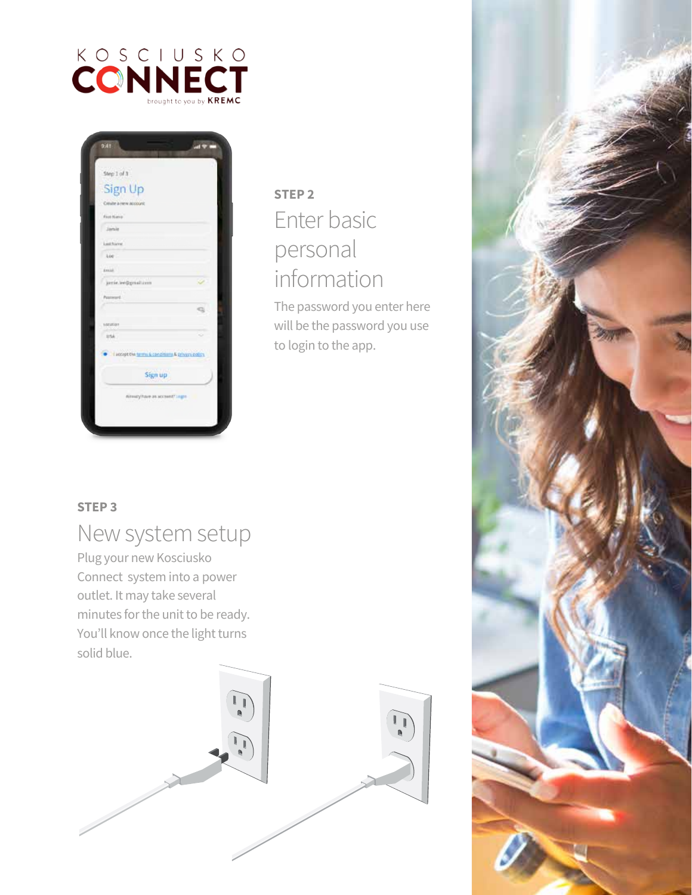## STEP 2

# Enter basic personal information

The password you enter here will be the password you use to login to the app.

## STEP 3

# New system setup

Plug your new Kosciusko Connect system into a power outlet. It may take several minutes for the unit to be ready. You'll know once the light turns solid blue.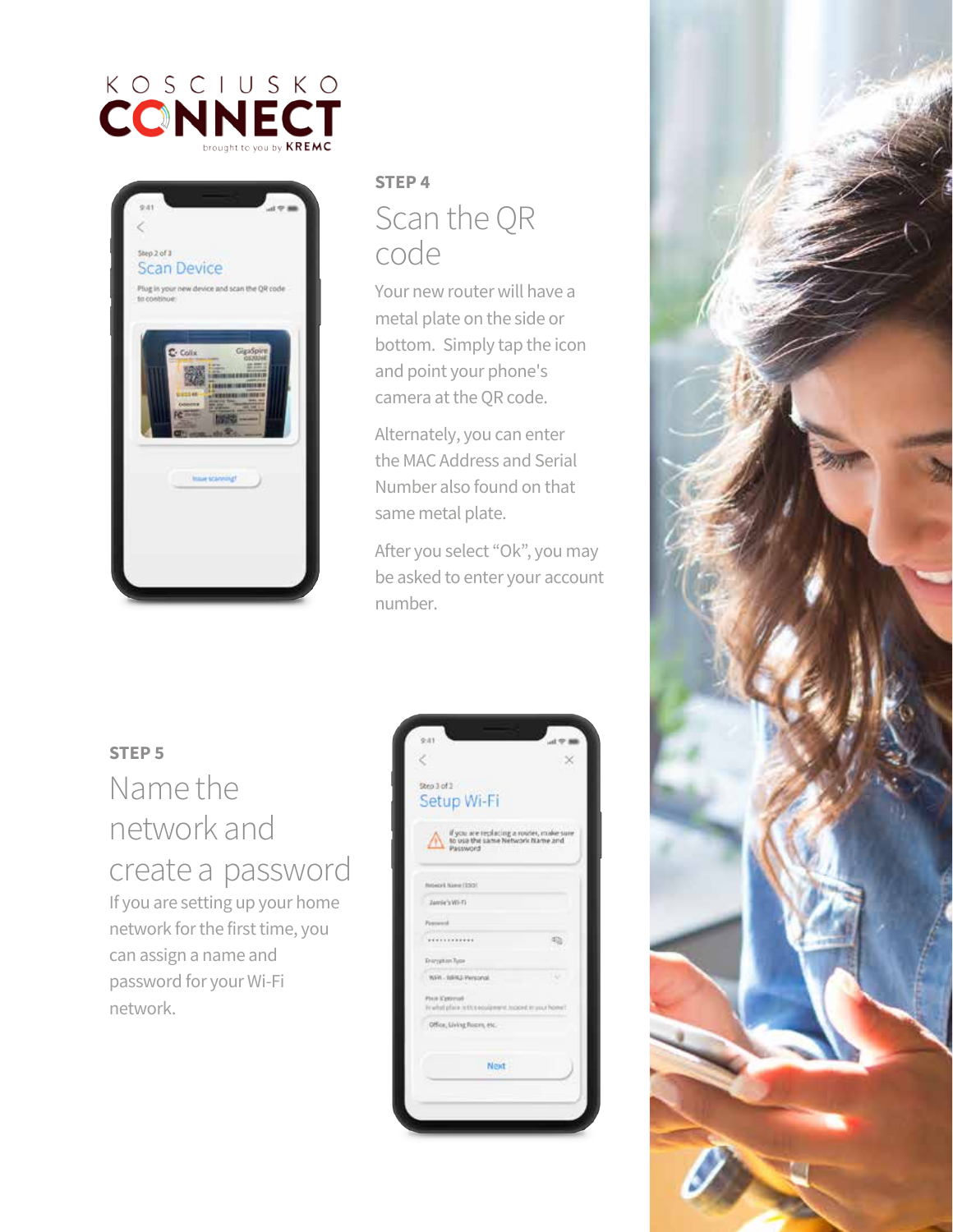KOSCIUSKO CONNECT brought to you by KREMC

## STEP 4

### Scan the QR code

Your new router will have a metal plate on the side or bottom. Simply tap the icon and point your phone's camera at the QR code.

Alternately, you can enter the MAC Address and Serial Number also found on that same metal plate.

After you select "Ok", you may be asked to enter your account number.

## STEP 5

### Name the network and create a password

If you are setting up your home network for the first time, you can assign a name and password for your Wi-Fi network.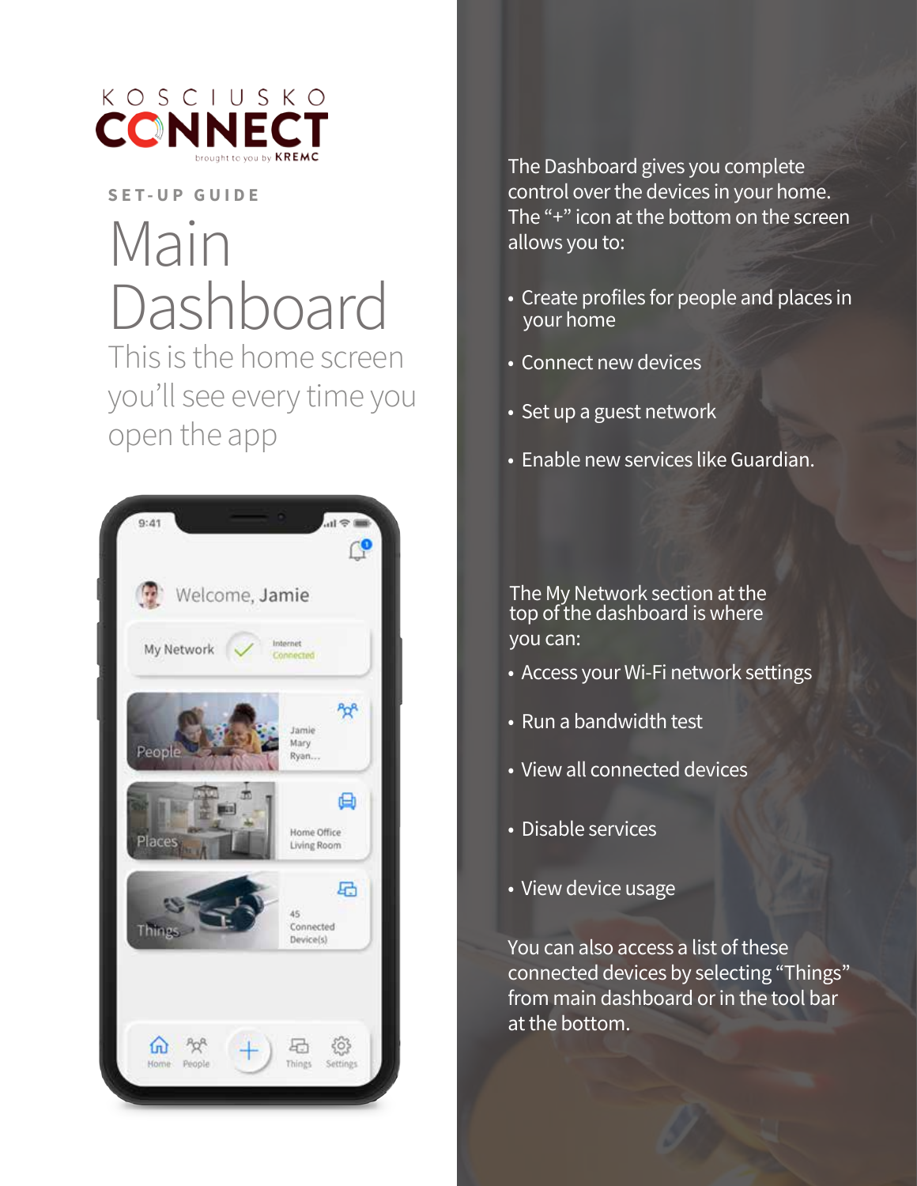KOSCIUSKO CONNECT brought to you by KREMC

SET-UP GUIDE

# Main Dashboard

## This is the home screen you'll see every time you open the app

The Dashboard gives you complete control over the devices in your home. The "+" icon at the bottom on the screen allows you to:

- Create profiles for people and places in your home
- Connect new devices
- Set up a guest network
- Enable new services like Guardian.

The My Network section at the top of the dashboard is where you can:

- Access your Wi-Fi network settings
- Run a bandwidth test
- View all connected devices
- Disable services
- View device usage

You can also access a list of these connected devices by selecting "Things" from main dashboard or in the tool bar at the bottom.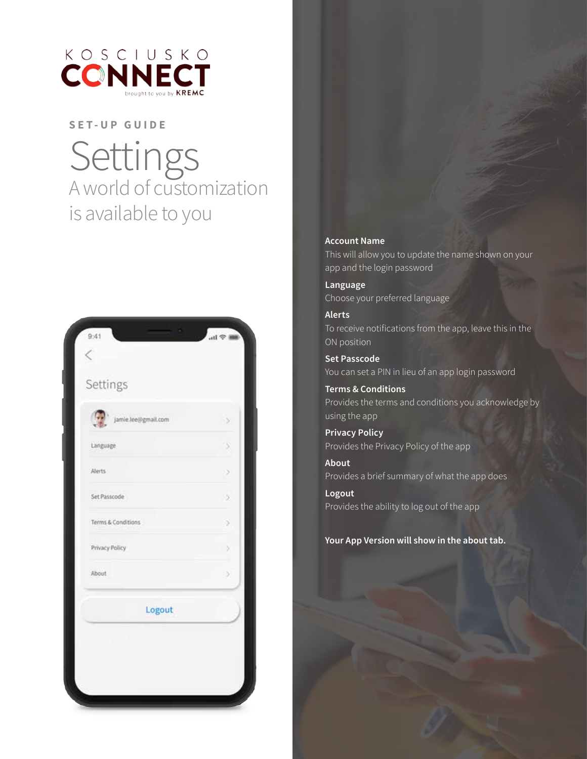KOSCIUSKO CONNECT
brought to you by KREMC

SET-UP GUIDE

# Settings

## A world of customization is available to you

**Account Name**
This will allow you to update the name shown on your app and the login password

**Language**
Choose your preferred language

**Alerts**
To receive notifications from the app, leave this in the ON position

**Set Passcode**
You can set a PIN in lieu of an app login password

**Terms & Conditions**
Provides the terms and conditions you acknowledge by using the app

**Privacy Policy**
Provides the Privacy Policy of the app

**About**
Provides a brief summary of what the app does

**Logout**
Provides the ability to log out of the app

**Your App Version will show in the about tab.**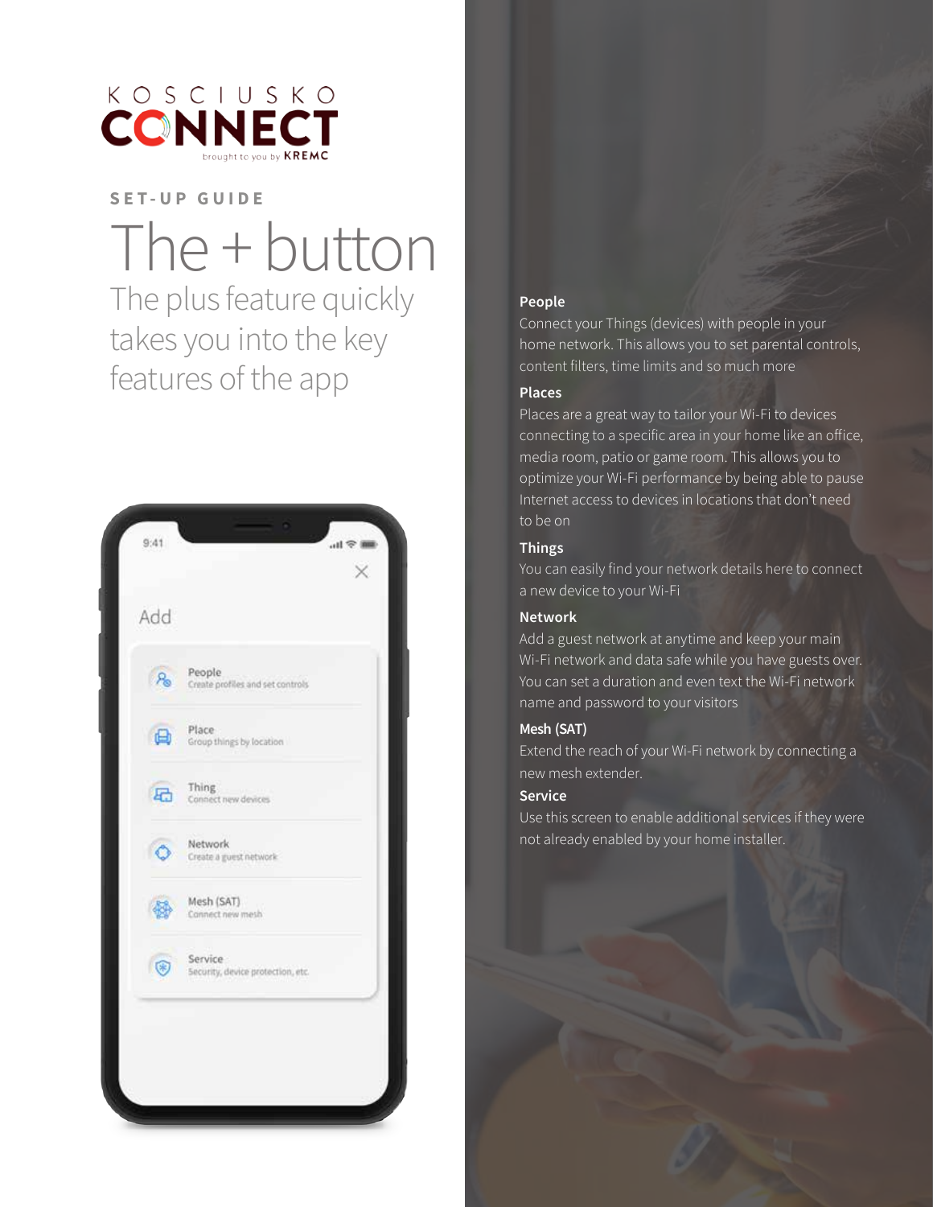KOSCIUSKO CONNECT

brought to you by KREMC

SET-UP GUIDE

# The + button

The plus feature quickly takes you into the key features of the app

Add

- People — Create profiles and set controls
- Place — Group things by location
- Thing — Connect new devices
- Network — Create a guest network
- Mesh (SAT) — Connect new mesh
- Service — Security, device protection, etc.

**People**

Connect your Things (devices) with people in your home network. This allows you to set parental controls, content filters, time limits and so much more

**Places**

Places are a great way to tailor your Wi-Fi to devices connecting to a specific area in your home like an office, media room, patio or game room. This allows you to optimize your Wi-Fi performance by being able to pause Internet access to devices in locations that don't need to be on

**Things**

You can easily find your network details here to connect a new device to your Wi-Fi

**Network**

Add a guest network at anytime and keep your main Wi-Fi network and data safe while you have guests over. You can set a duration and even text the Wi-Fi network name and password to your visitors

**Mesh (SAT)**

Extend the reach of your Wi-Fi network by connecting a new mesh extender.

**Service**

Use this screen to enable additional services if they were not already enabled by your home installer.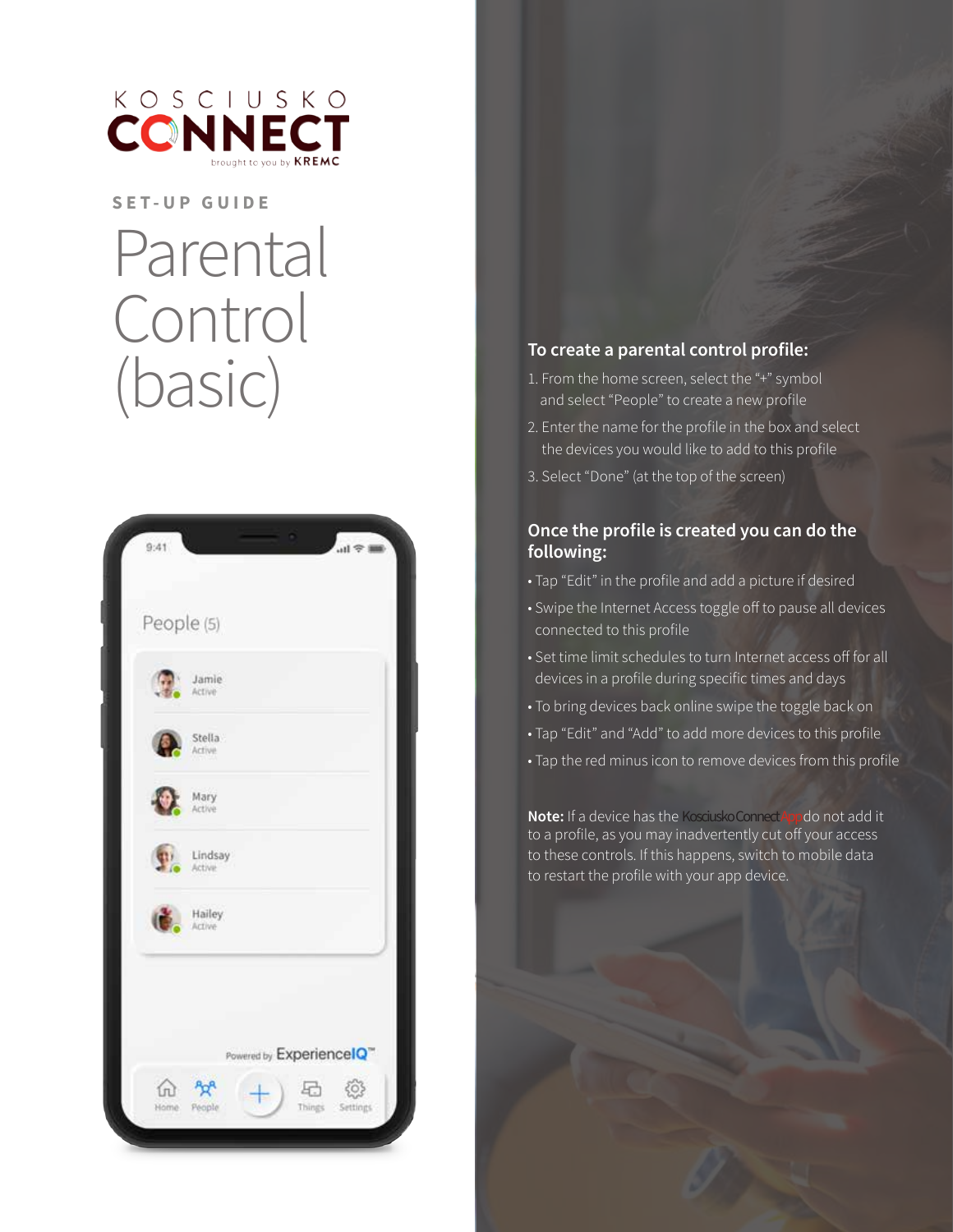KOSCIUSKO CONNECT

brought to you by KREMC

SET-UP GUIDE

# Parental Control (basic)

### To create a parental control profile:

1. From the home screen, select the "+" symbol and select "People" to create a new profile
2. Enter the name for the profile in the box and select the devices you would like to add to this profile
3. Select "Done" (at the top of the screen)

### Once the profile is created you can do the following:

- Tap "Edit" in the profile and add a picture if desired
- Swipe the Internet Access toggle off to pause all devices connected to this profile
- Set time limit schedules to turn Internet access off for all devices in a profile during specific times and days
- To bring devices back online swipe the toggle back on
- Tap "Edit" and "Add" to add more devices to this profile
- Tap the red minus icon to remove devices from this profile

**Note:** If a device has the Kosciusko Connect App do not add it to a profile, as you may inadvertently cut off your access to these controls. If this happens, switch to mobile data to restart the profile with your app device.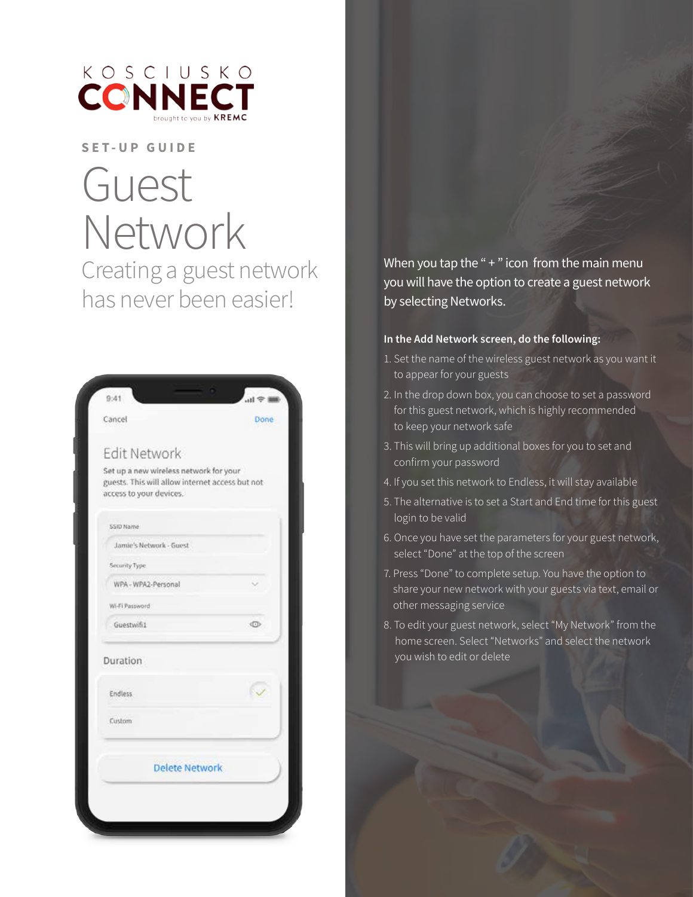KOSCIUSKO CONNECT

brought to you by KREMC

SET-UP GUIDE

# Guest Network

## Creating a guest network has never been easier!

When you tap the " + " icon from the main menu you will have the option to create a guest network by selecting Networks.

**In the Add Network screen, do the following:**

1. Set the name of the wireless guest network as you want it to appear for your guests
2. In the drop down box, you can choose to set a password for this guest network, which is highly recommended to keep your network safe
3. This will bring up additional boxes for you to set and confirm your password
4. If you set this network to Endless, it will stay available
5. The alternative is to set a Start and End time for this guest login to be valid
6. Once you have set the parameters for your guest network, select "Done" at the top of the screen
7. Press "Done" to complete setup. You have the option to share your new network with your guests via text, email or other messaging service
8. To edit your guest network, select "My Network" from the home screen. Select "Networks" and select the network you wish to edit or delete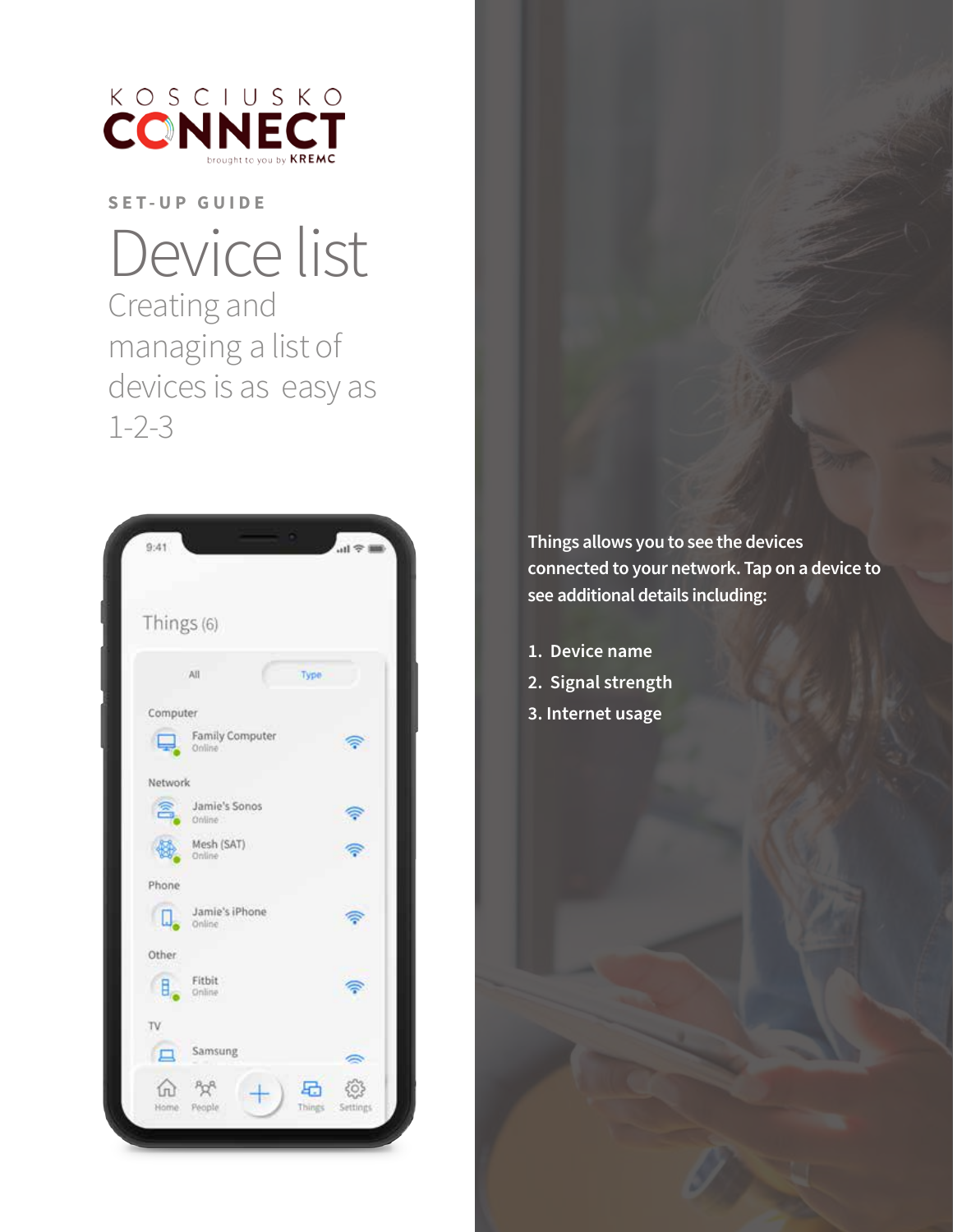KOSCIUSKO CONNECT

brought to you by KREMC

SET-UP GUIDE

# Device list

Creating and managing a list of devices is as easy as 1-2-3

Things allows you to see the devices connected to your network. Tap on a device to see additional details including:

1. Device name
2. Signal strength
3. Internet usage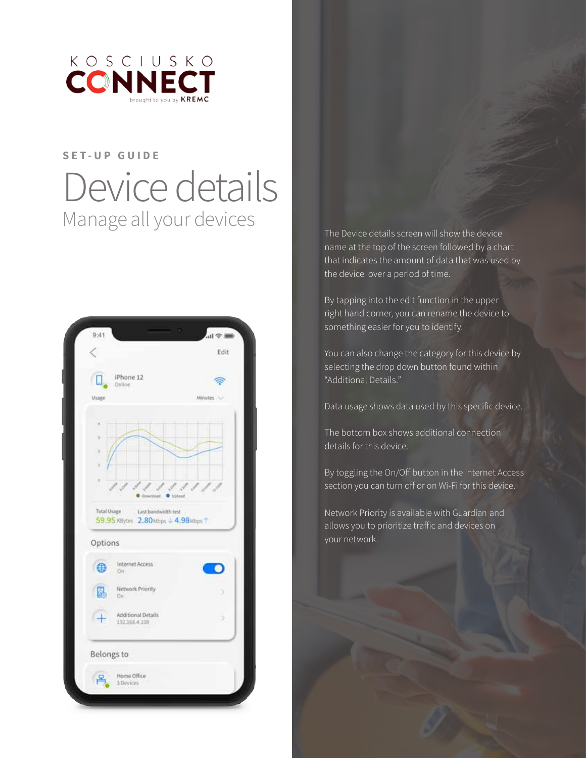KOSCIUSKO CONNECT

brought to you by KREMC

SET-UP GUIDE

# Device details

## Manage all your devices

The Device details screen will show the device name at the top of the screen followed by a chart that indicates the amount of data that was used by the device over a period of time.

By tapping into the edit function in the upper right hand corner, you can rename the device to something easier for you to identify.

You can also change the category for this device by selecting the drop down button found within "Additional Details."

Data usage shows data used by this specific device.

The bottom box shows additional connection details for this device.

By toggling the On/Off button in the Internet Access section you can turn off or on Wi-Fi for this device.

Network Priority is available with Guardian and allows you to prioritize traffic and devices on your network.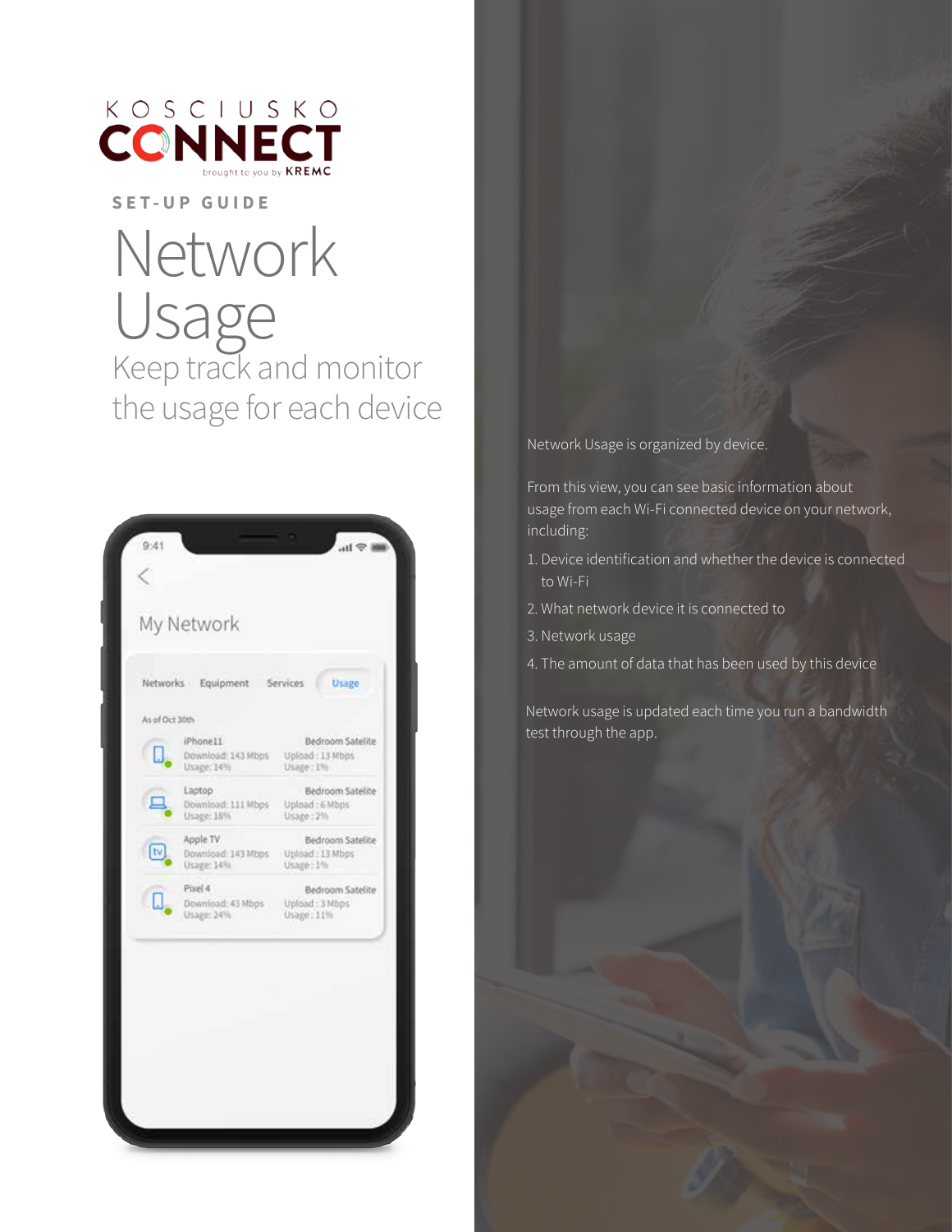KOSCIUSKO CONNECT
brought to you by KREMC

SET-UP GUIDE

# Network Usage

## Keep track and monitor the usage for each device

My Network

Networks | Equipment | Services | Usage

As of Oct 30th

| Device | Download | Usage | Connected To | Upload | Usage |
|---|---|---|---|---|---|
| iPhone11 | Download: 143 Mbps | Usage: 14% | Bedroom Satelite | Upload : 13 Mbps | Usage : 1% |
| Laptop | Download: 111 Mbps | Usage: 18% | Bedroom Satelite | Upload : 6 Mbps | Usage : 2% |
| Apple TV | Download: 143 Mbps | Usage: 14% | Bedroom Satelite | Upload : 13 Mbps | Usage : 1% |
| Pixel 4 | Download: 43 Mbps | Usage: 24% | Bedroom Satelite | Upload : 3 Mbps | Usage : 11% |

Network Usage is organized by device.

From this view, you can see basic information about usage from each Wi-Fi connected device on your network, including:

1. Device identification and whether the device is connected to Wi-Fi
2. What network device it is connected to
3. Network usage
4. The amount of data that has been used by this device

Network usage is updated each time you run a bandwidth test through the app.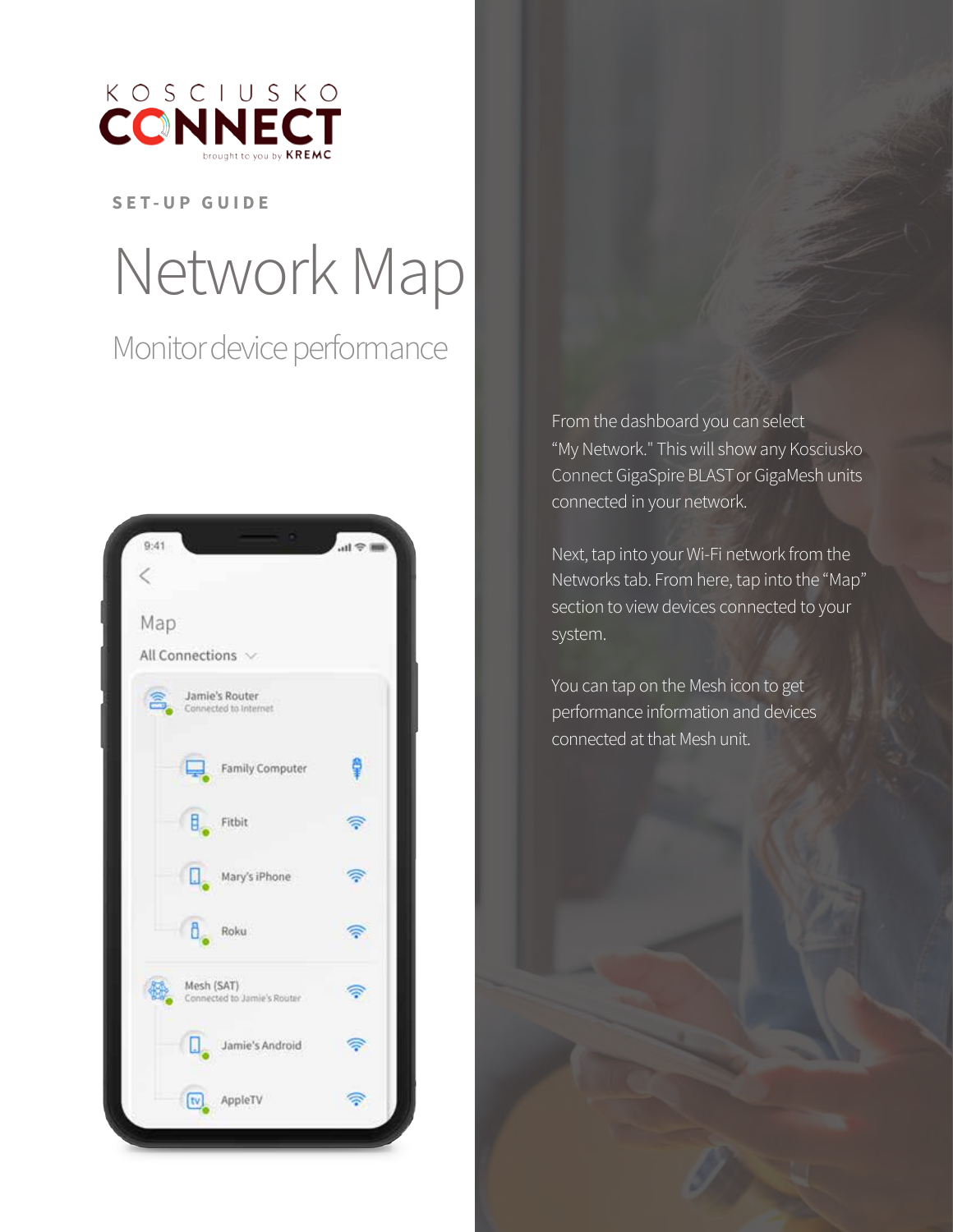KOSCIUSKO CONNECT brought to you by KREMC

SET-UP GUIDE

# Network Map

## Monitor device performance

From the dashboard you can select "My Network." This will show any Kosciusko Connect GigaSpire BLAST or GigaMesh units connected in your network.

Next, tap into your Wi-Fi network from the Networks tab. From here, tap into the "Map" section to view devices connected to your system.

You can tap on the Mesh icon to get performance information and devices connected at that Mesh unit.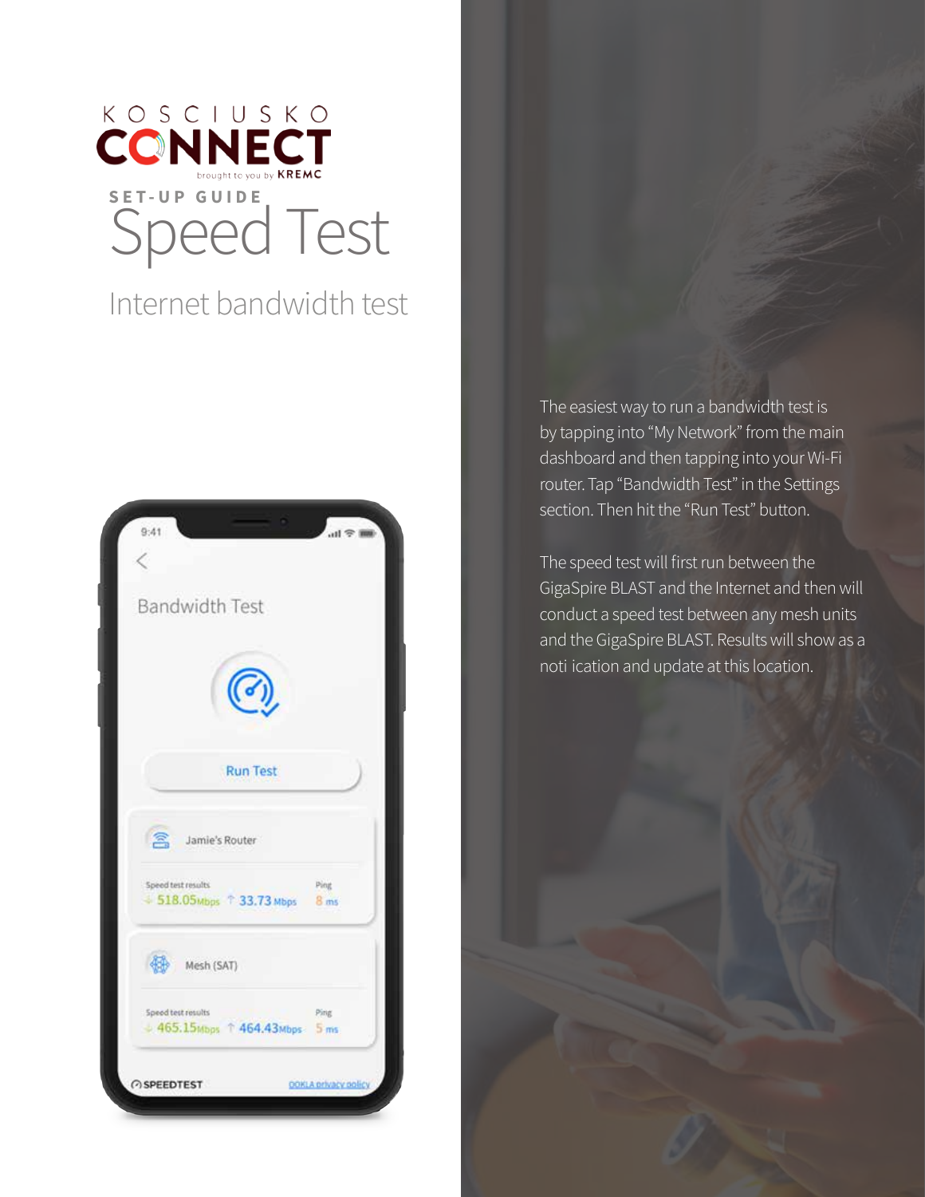KOSCIUSKO CONNECT

brought to you by KREMC

## SET-UP GUIDE

# Speed Test

## Internet bandwidth test

The easiest way to run a bandwidth test is by tapping into "My Network" from the main dashboard and then tapping into your Wi-Fi router. Tap "Bandwidth Test" in the Settings section. Then hit the "Run Test" button.

The speed test will first run between the GigaSpire BLAST and the Internet and then will conduct a speed test between any mesh units and the GigaSpire BLAST. Results will show as a noti ication and update at this location.

9:41

Bandwidth Test

Run Test

Jamie's Router

Speed test results ↓ 518.05 Mbps ↑ 33.73 Mbps Ping 8 ms

Mesh (SAT)

Speed test results ↓ 465.15 Mbps ↑ 464.43 Mbps Ping 5 ms

SPEEDTEST OOKLA privacy policy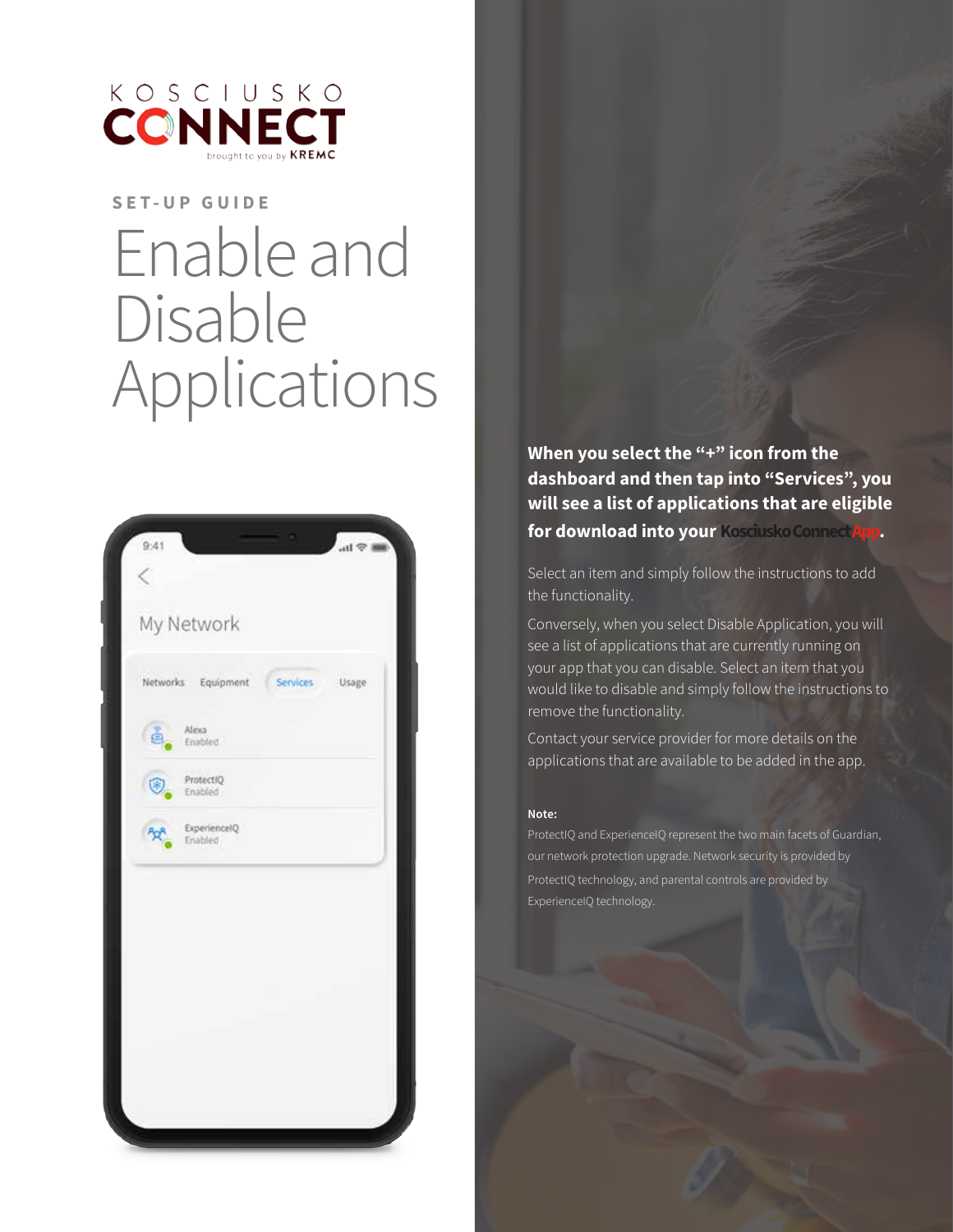KOSCIUSKO CONNECT

brought to you by KREMC

SET-UP GUIDE

# Enable and Disable Applications

**When you select the "+" icon from the dashboard and then tap into "Services", you will see a list of applications that are eligible for download into your Kosciusko Connect App.**

Select an item and simply follow the instructions to add the functionality.

Conversely, when you select Disable Application, you will see a list of applications that are currently running on your app that you can disable. Select an item that you would like to disable and simply follow the instructions to remove the functionality.

Contact your service provider for more details on the applications that are available to be added in the app.

**Note:**

ProtectIQ and ExperienceIQ represent the two main facets of Guardian, our network protection upgrade. Network security is provided by ProtectIQ technology, and parental controls are provided by ExperienceIQ technology.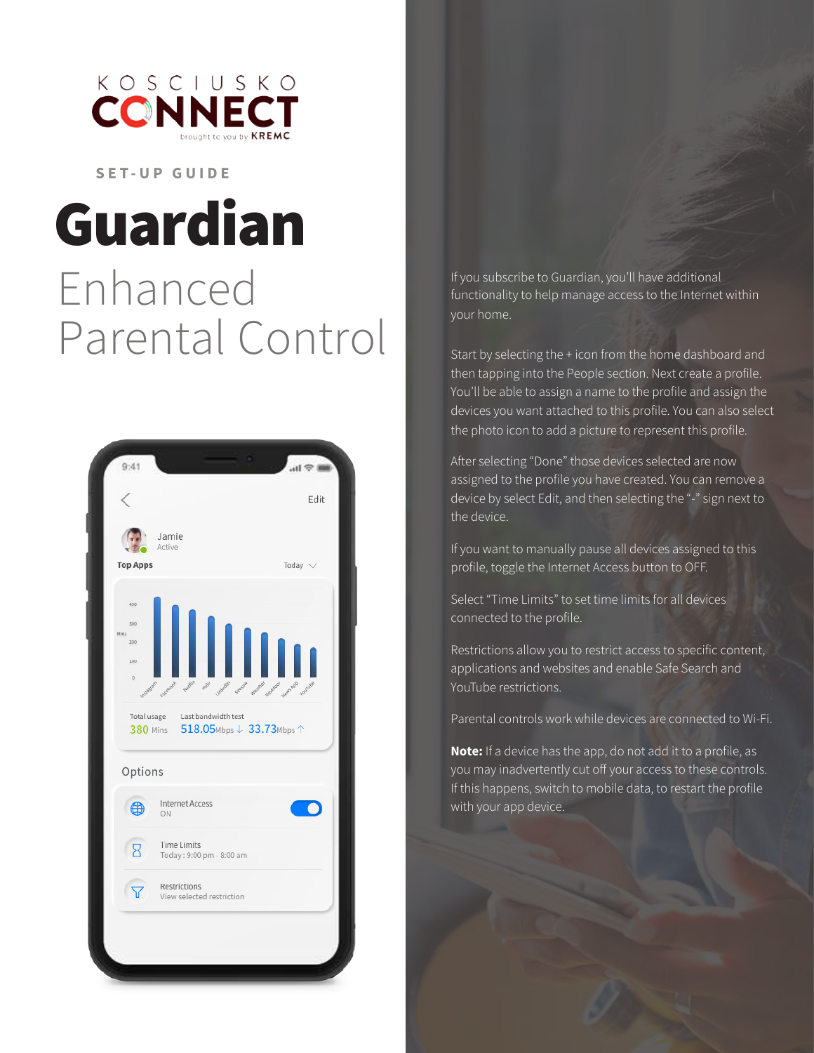KOSCIUSKO CONNECT

brought to you by KREMC

SET-UP GUIDE

# Guardian

## Enhanced Parental Control

If you subscribe to Guardian, you'll have additional functionality to help manage access to the Internet within your home.

Start by selecting the + icon from the home dashboard and then tapping into the People section. Next create a profile. You'll be able to assign a name to the profile and assign the devices you want attached to this profile. You can also select the photo icon to add a picture to represent this profile.

After selecting "Done" those devices selected are now assigned to the profile you have created. You can remove a device by select Edit, and then selecting the "-" sign next to the device.

If you want to manually pause all devices assigned to this profile, toggle the Internet Access button to OFF.

Select "Time Limits" to set time limits for all devices connected to the profile.

Restrictions allow you to restrict access to specific content, applications and websites and enable Safe Search and YouTube restrictions.

Parental controls work while devices are connected to Wi-Fi.

**Note:** If a device has the app, do not add it to a profile, as you may inadvertently cut off your access to these controls. If this happens, switch to mobile data, to restart the profile with your app device.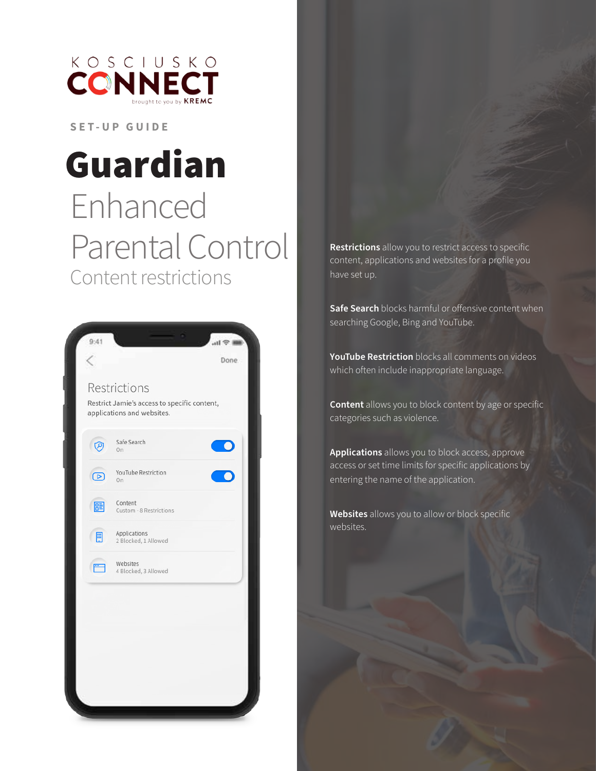KOSCIUSKO CONNECT

brought to you by KREMC

SET-UP GUIDE

# Guardian

## Enhanced Parental Control

### Content restrictions

Restrictions

Restrict Jamie's access to specific content, applications and websites.

- Safe Search — On
- YouTube Restriction — On
- Content — Custom - 8 Restrictions
- Applications — 2 Blocked, 1 Allowed
- Websites — 4 Blocked, 3 Allowed

**Restrictions** allow you to restrict access to specific content, applications and websites for a profile you have set up.

**Safe Search** blocks harmful or offensive content when searching Google, Bing and YouTube.

**YouTube Restriction** blocks all comments on videos which often include inappropriate language.

**Content** allows you to block content by age or specific categories such as violence.

**Applications** allows you to block access, approve access or set time limits for specific applications by entering the name of the application.

**Websites** allows you to allow or block specific websites.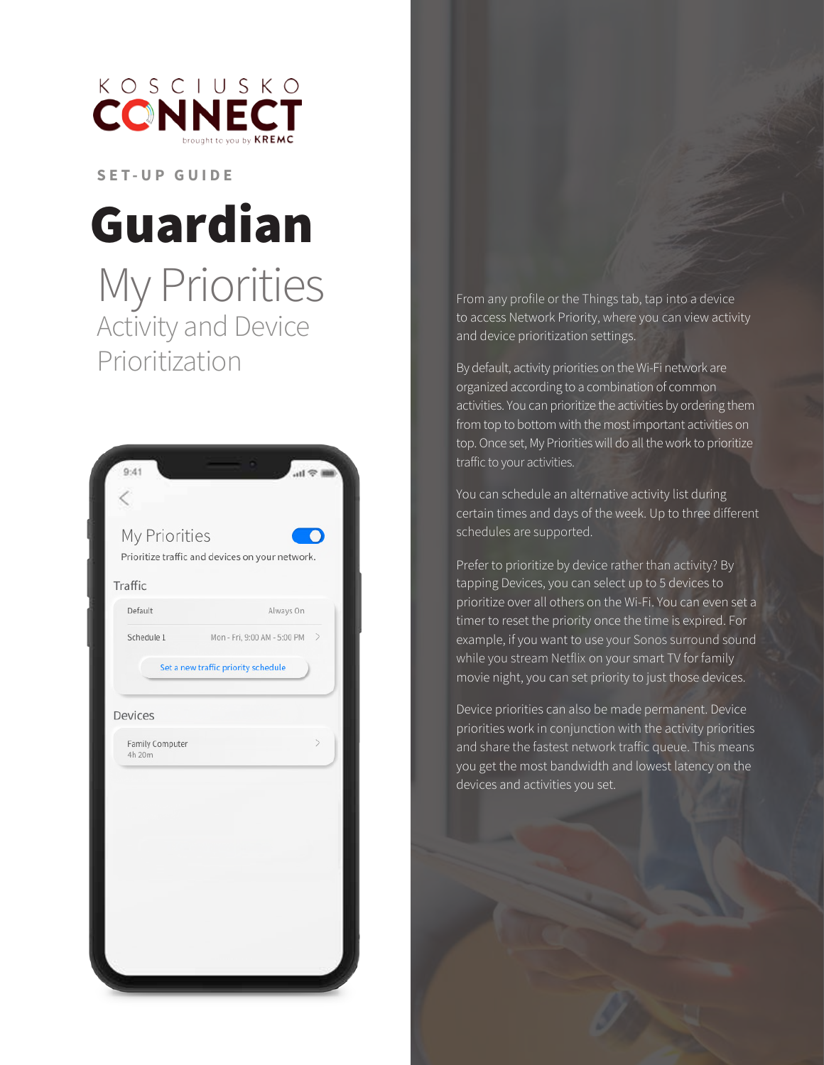KOSCIUSKO CONNECT

brought to you by KREMC

SET-UP GUIDE

# Guardian

## My Priorities

### Activity and Device Prioritization

My Priorities

Prioritize traffic and devices on your network.

Traffic

| Default | Always On |
| --- | --- |
| Schedule 1 | Mon - Fri, 9:00 AM - 5:00 PM |

Set a new traffic priority schedule

Devices

Family Computer
4h 20m

From any profile or the Things tab, tap into a device to access Network Priority, where you can view activity and device prioritization settings.

By default, activity priorities on the Wi-Fi network are organized according to a combination of common activities. You can prioritize the activities by ordering them from top to bottom with the most important activities on top. Once set, My Priorities will do all the work to prioritize traffic to your activities.

You can schedule an alternative activity list during certain times and days of the week. Up to three different schedules are supported.

Prefer to prioritize by device rather than activity? By tapping Devices, you can select up to 5 devices to prioritize over all others on the Wi-Fi. You can even set a timer to reset the priority once the time is expired. For example, if you want to use your Sonos surround sound while you stream Netflix on your smart TV for family movie night, you can set priority to just those devices.

Device priorities can also be made permanent. Device priorities work in conjunction with the activity priorities and share the fastest network traffic queue. This means you get the most bandwidth and lowest latency on the devices and activities you set.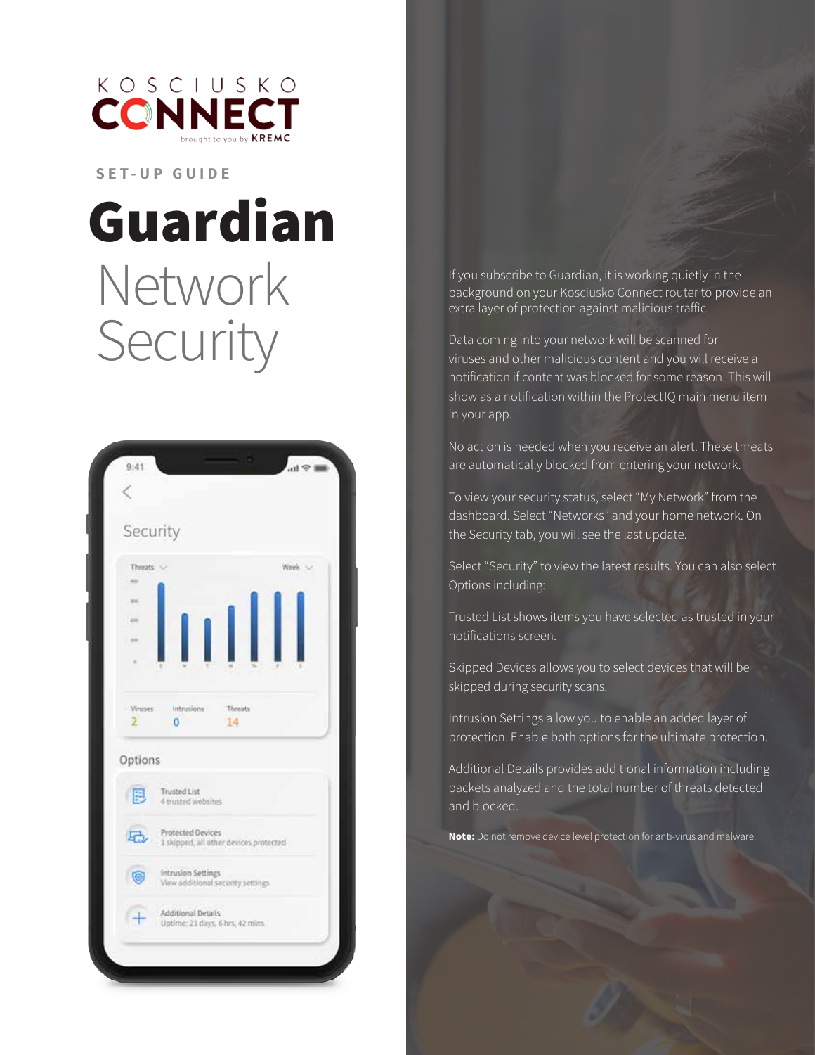KOSCIUSKO CONNECT

brought to you by KREMC

SET-UP GUIDE

# Guardian

## Network Security

Security

Threats Week

S M T W Th F S

Viruses 2 Intrusions 0 Threats 14

Options

Trusted List
4 trusted websites

Protected Devices
1 skipped, all other devices protected

Intrusion Settings
View additional security settings

Additional Details
Uptime: 23 days, 6 hrs, 42 mins

If you subscribe to Guardian, it is working quietly in the background on your Kosciusko Connect router to provide an extra layer of protection against malicious traffic.

Data coming into your network will be scanned for viruses and other malicious content and you will receive a notification if content was blocked for some reason. This will show as a notification within the ProtectIQ main menu item in your app.

No action is needed when you receive an alert. These threats are automatically blocked from entering your network.

To view your security status, select "My Network" from the dashboard. Select "Networks" and your home network. On the Security tab, you will see the last update.

Select "Security" to view the latest results. You can also select Options including:

Trusted List shows items you have selected as trusted in your notifications screen.

Skipped Devices allows you to select devices that will be skipped during security scans.

Intrusion Settings allow you to enable an added layer of protection. Enable both options for the ultimate protection.

Additional Details provides additional information including packets analyzed and the total number of threats detected and blocked.

**Note:** Do not remove device level protection for anti-virus and malware.